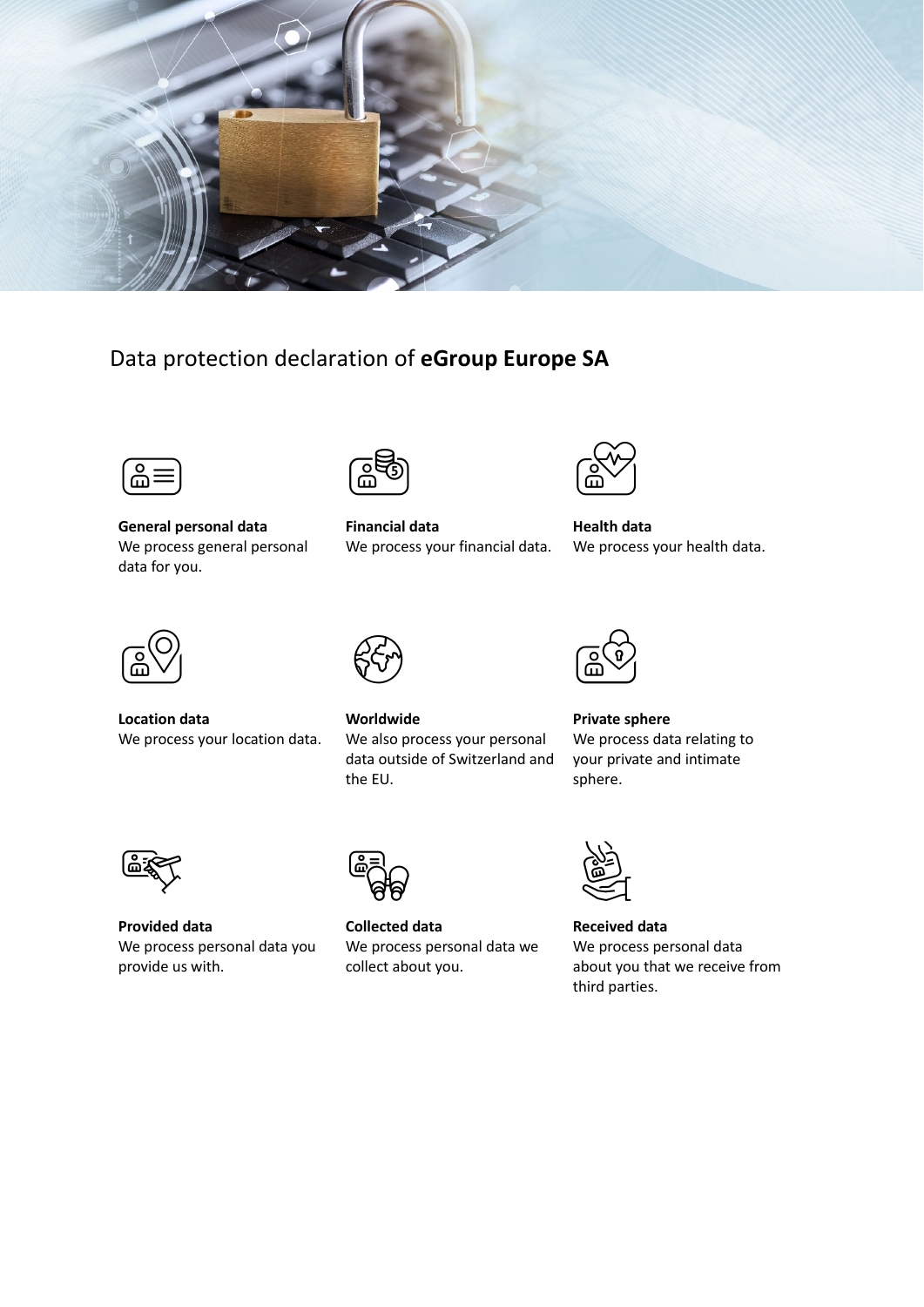# Data protection declaration of **eGroup Europe SA**

**General personal data**
We process general personal data for you.

**Financial data**
We process your financial data.

**Health data**
We process your health data.

**Location data**
We process your location data.

**Worldwide**
We also process your personal data outside of Switzerland and the EU.

**Private sphere**
We process data relating to your private and intimate sphere.

**Provided data**
We process personal data you provide us with.

**Collected data**
We process personal data we collect about you.

**Received data**
We process personal data about you that we receive from third parties.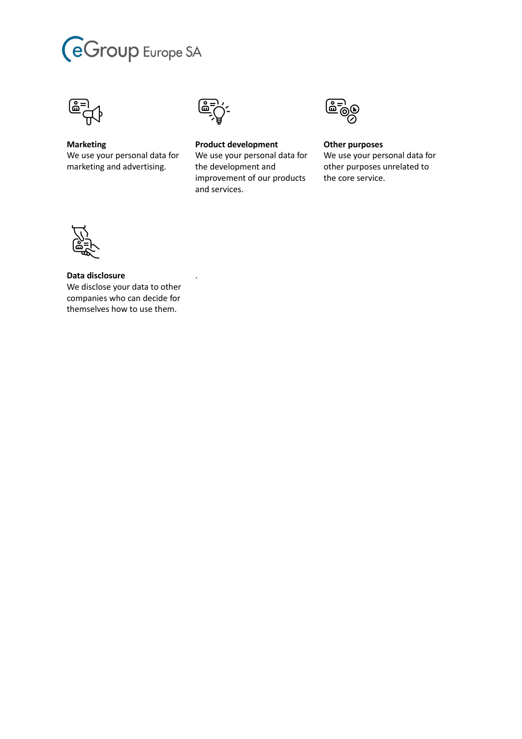**Marketing**
We use your personal data for marketing and advertising.

**Product development**
We use your personal data for the development and improvement of our products and services.

**Other purposes**
We use your personal data for other purposes unrelated to the core service.

**Data disclosure**
We disclose your data to other companies who can decide for themselves how to use them.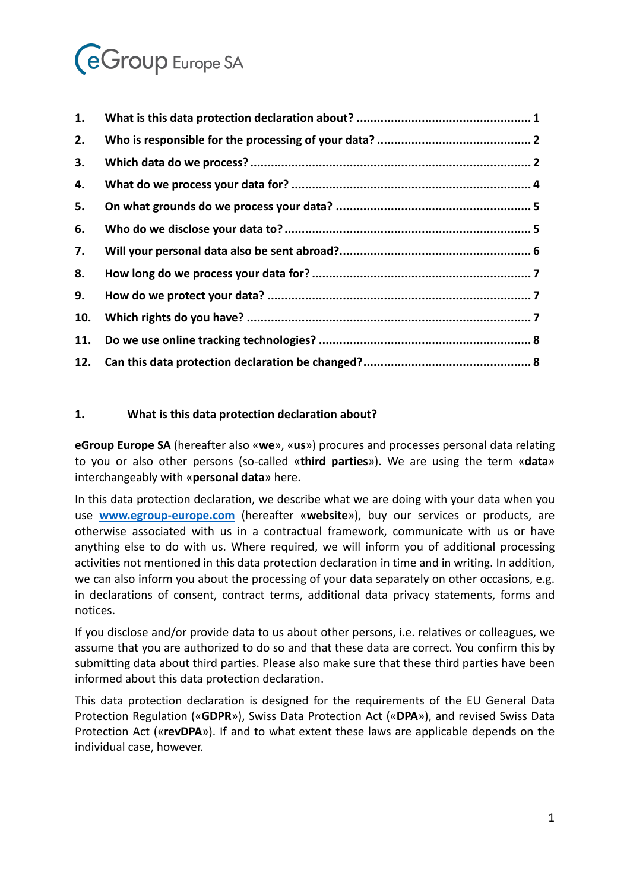eGroup Europe SA

| | | |
|---|---|---|
| 1. | What is this data protection declaration about? | 1 |
| 2. | Who is responsible for the processing of your data? | 2 |
| 3. | Which data do we process? | 2 |
| 4. | What do we process your data for? | 4 |
| 5. | On what grounds do we process your data? | 5 |
| 6. | Who do we disclose your data to? | 5 |
| 7. | Will your personal data also be sent abroad? | 6 |
| 8. | How long do we process your data for? | 7 |
| 9. | How do we protect your data? | 7 |
| 10. | Which rights do you have? | 7 |
| 11. | Do we use online tracking technologies? | 8 |
| 12. | Can this data protection declaration be changed? | 8 |

## 1. What is this data protection declaration about?

**eGroup Europe SA** (hereafter also «**we**», «**us**») procures and processes personal data relating to you or also other persons (so-called «**third parties**»). We are using the term «**data**» interchangeably with «**personal data**» here.

In this data protection declaration, we describe what we are doing with your data when you use **www.egroup-europe.com** (hereafter «**website**»), buy our services or products, are otherwise associated with us in a contractual framework, communicate with us or have anything else to do with us. Where required, we will inform you of additional processing activities not mentioned in this data protection declaration in time and in writing. In addition, we can also inform you about the processing of your data separately on other occasions, e.g. in declarations of consent, contract terms, additional data privacy statements, forms and notices.

If you disclose and/or provide data to us about other persons, i.e. relatives or colleagues, we assume that you are authorized to do so and that these data are correct. You confirm this by submitting data about third parties. Please also make sure that these third parties have been informed about this data protection declaration.

This data protection declaration is designed for the requirements of the EU General Data Protection Regulation («**GDPR**»), Swiss Data Protection Act («**DPA**»), and revised Swiss Data Protection Act («**revDPA**»). If and to what extent these laws are applicable depends on the individual case, however.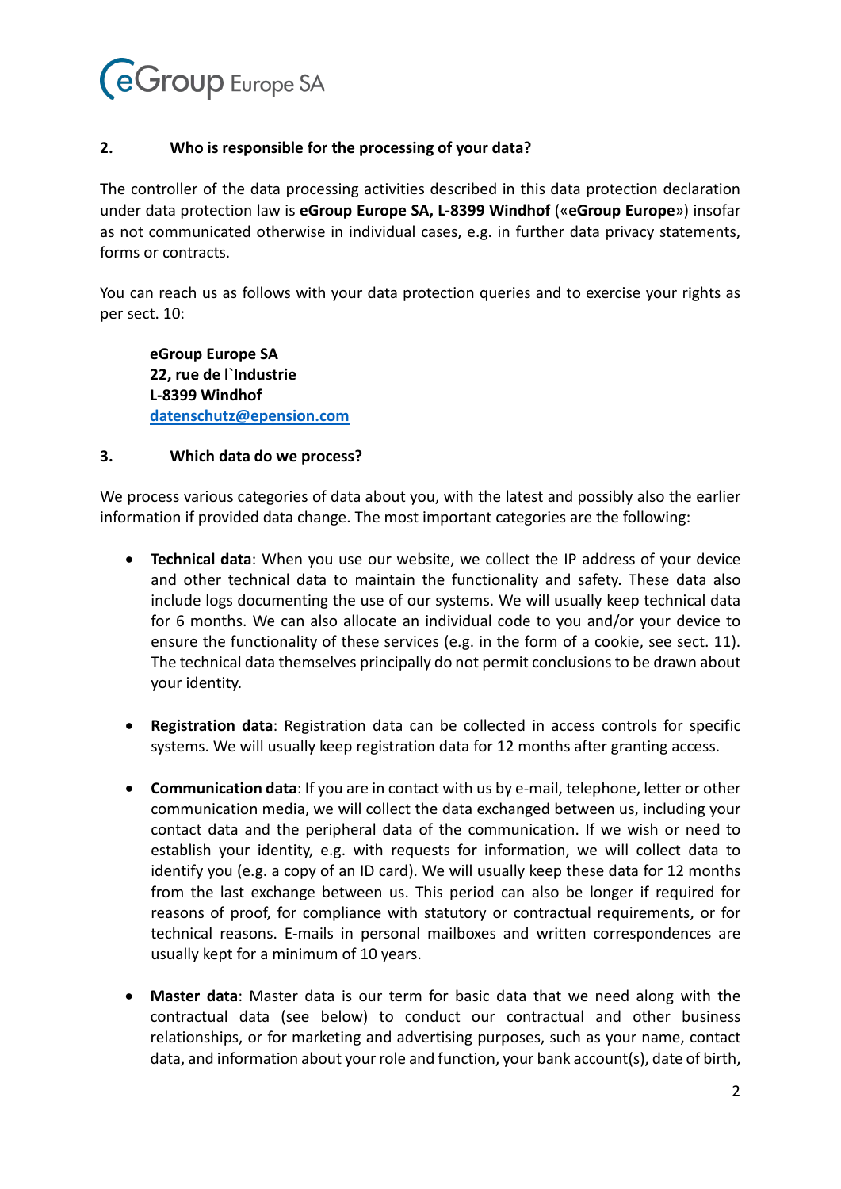## 2. Who is responsible for the processing of your data?

The controller of the data processing activities described in this data protection declaration under data protection law is **eGroup Europe SA, L-8399 Windhof** («**eGroup Europe**») insofar as not communicated otherwise in individual cases, e.g. in further data privacy statements, forms or contracts.

You can reach us as follows with your data protection queries and to exercise your rights as per sect. 10:

> **eGroup Europe SA**
> **22, rue de l`Industrie**
> **L-8399 Windhof**
> **datenschutz@epension.com**

## 3. Which data do we process?

We process various categories of data about you, with the latest and possibly also the earlier information if provided data change. The most important categories are the following:

- **Technical data**: When you use our website, we collect the IP address of your device and other technical data to maintain the functionality and safety. These data also include logs documenting the use of our systems. We will usually keep technical data for 6 months. We can also allocate an individual code to you and/or your device to ensure the functionality of these services (e.g. in the form of a cookie, see sect. 11). The technical data themselves principally do not permit conclusions to be drawn about your identity.

- **Registration data**: Registration data can be collected in access controls for specific systems. We will usually keep registration data for 12 months after granting access.

- **Communication data**: If you are in contact with us by e-mail, telephone, letter or other communication media, we will collect the data exchanged between us, including your contact data and the peripheral data of the communication. If we wish or need to establish your identity, e.g. with requests for information, we will collect data to identify you (e.g. a copy of an ID card). We will usually keep these data for 12 months from the last exchange between us. This period can also be longer if required for reasons of proof, for compliance with statutory or contractual requirements, or for technical reasons. E-mails in personal mailboxes and written correspondences are usually kept for a minimum of 10 years.

- **Master data**: Master data is our term for basic data that we need along with the contractual data (see below) to conduct our contractual and other business relationships, or for marketing and advertising purposes, such as your name, contact data, and information about your role and function, your bank account(s), date of birth,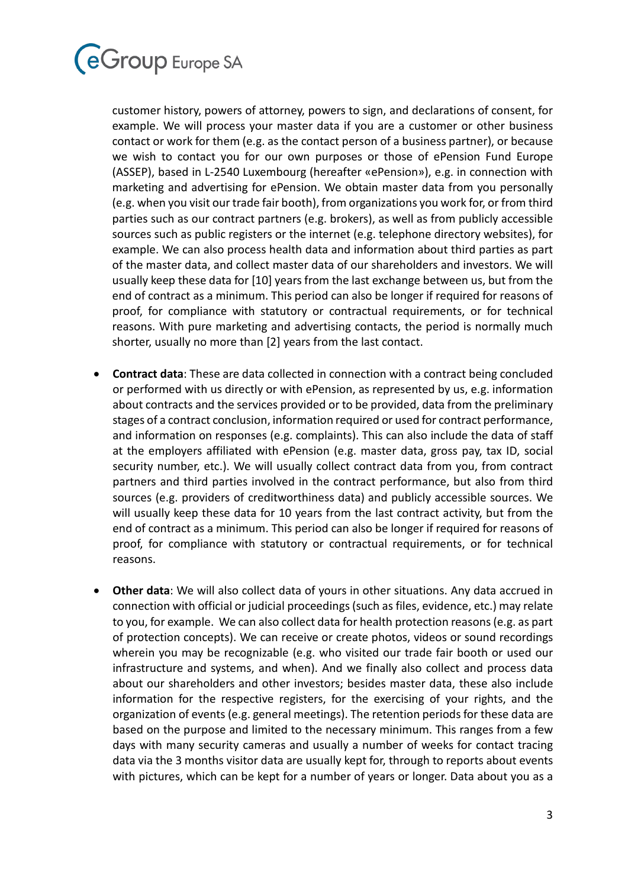customer history, powers of attorney, powers to sign, and declarations of consent, for example. We will process your master data if you are a customer or other business contact or work for them (e.g. as the contact person of a business partner), or because we wish to contact you for our own purposes or those of ePension Fund Europe (ASSEP), based in L-2540 Luxembourg (hereafter «ePension»), e.g. in connection with marketing and advertising for ePension. We obtain master data from you personally (e.g. when you visit our trade fair booth), from organizations you work for, or from third parties such as our contract partners (e.g. brokers), as well as from publicly accessible sources such as public registers or the internet (e.g. telephone directory websites), for example. We can also process health data and information about third parties as part of the master data, and collect master data of our shareholders and investors. We will usually keep these data for [10] years from the last exchange between us, but from the end of contract as a minimum. This period can also be longer if required for reasons of proof, for compliance with statutory or contractual requirements, or for technical reasons. With pure marketing and advertising contacts, the period is normally much shorter, usually no more than [2] years from the last contact.

- **Contract data**: These are data collected in connection with a contract being concluded or performed with us directly or with ePension, as represented by us, e.g. information about contracts and the services provided or to be provided, data from the preliminary stages of a contract conclusion, information required or used for contract performance, and information on responses (e.g. complaints). This can also include the data of staff at the employers affiliated with ePension (e.g. master data, gross pay, tax ID, social security number, etc.). We will usually collect contract data from you, from contract partners and third parties involved in the contract performance, but also from third sources (e.g. providers of creditworthiness data) and publicly accessible sources. We will usually keep these data for 10 years from the last contract activity, but from the end of contract as a minimum. This period can also be longer if required for reasons of proof, for compliance with statutory or contractual requirements, or for technical reasons.

- **Other data**: We will also collect data of yours in other situations. Any data accrued in connection with official or judicial proceedings (such as files, evidence, etc.) may relate to you, for example. We can also collect data for health protection reasons (e.g. as part of protection concepts). We can receive or create photos, videos or sound recordings wherein you may be recognizable (e.g. who visited our trade fair booth or used our infrastructure and systems, and when). And we finally also collect and process data about our shareholders and other investors; besides master data, these also include information for the respective registers, for the exercising of your rights, and the organization of events (e.g. general meetings). The retention periods for these data are based on the purpose and limited to the necessary minimum. This ranges from a few days with many security cameras and usually a number of weeks for contact tracing data via the 3 months visitor data are usually kept for, through to reports about events with pictures, which can be kept for a number of years or longer. Data about you as a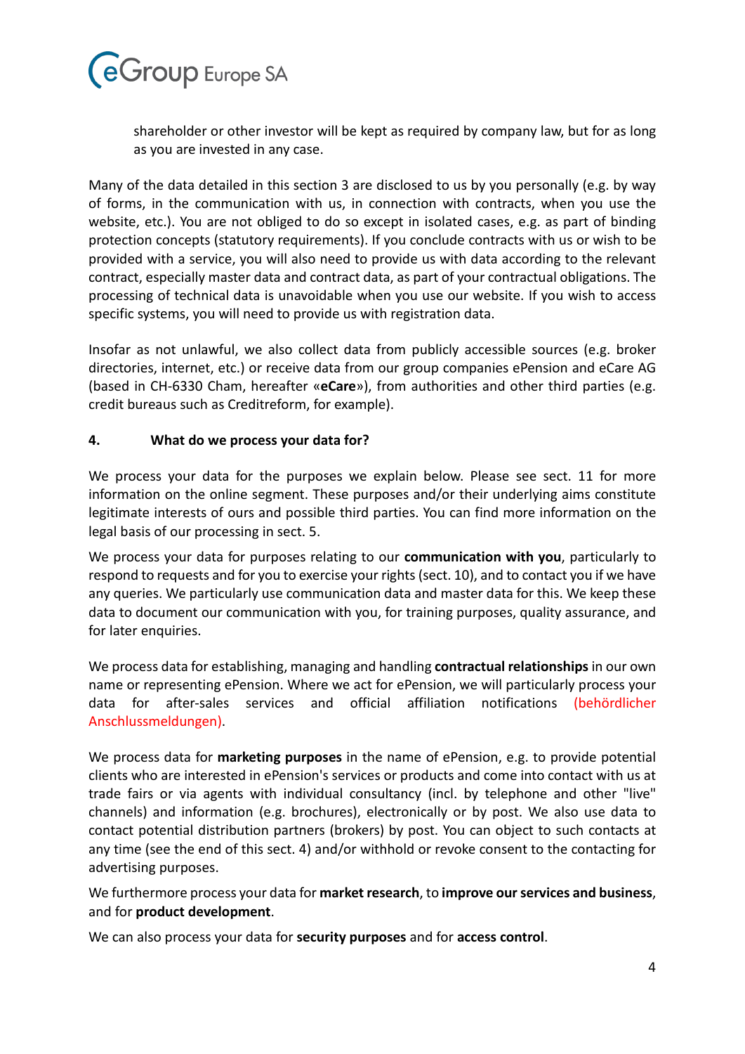shareholder or other investor will be kept as required by company law, but for as long as you are invested in any case.

Many of the data detailed in this section 3 are disclosed to us by you personally (e.g. by way of forms, in the communication with us, in connection with contracts, when you use the website, etc.). You are not obliged to do so except in isolated cases, e.g. as part of binding protection concepts (statutory requirements). If you conclude contracts with us or wish to be provided with a service, you will also need to provide us with data according to the relevant contract, especially master data and contract data, as part of your contractual obligations. The processing of technical data is unavoidable when you use our website. If you wish to access specific systems, you will need to provide us with registration data.

Insofar as not unlawful, we also collect data from publicly accessible sources (e.g. broker directories, internet, etc.) or receive data from our group companies ePension and eCare AG (based in CH-6330 Cham, hereafter «**eCare**»), from authorities and other third parties (e.g. credit bureaus such as Creditreform, for example).

## 4. What do we process your data for?

We process your data for the purposes we explain below. Please see sect. 11 for more information on the online segment. These purposes and/or their underlying aims constitute legitimate interests of ours and possible third parties. You can find more information on the legal basis of our processing in sect. 5.

We process your data for purposes relating to our **communication with you**, particularly to respond to requests and for you to exercise your rights (sect. 10), and to contact you if we have any queries. We particularly use communication data and master data for this. We keep these data to document our communication with you, for training purposes, quality assurance, and for later enquiries.

We process data for establishing, managing and handling **contractual relationships** in our own name or representing ePension. Where we act for ePension, we will particularly process your data for after-sales services and official affiliation notifications (behördlicher Anschlussmeldungen).

We process data for **marketing purposes** in the name of ePension, e.g. to provide potential clients who are interested in ePension's services or products and come into contact with us at trade fairs or via agents with individual consultancy (incl. by telephone and other "live" channels) and information (e.g. brochures), electronically or by post. We also use data to contact potential distribution partners (brokers) by post. You can object to such contacts at any time (see the end of this sect. 4) and/or withhold or revoke consent to the contacting for advertising purposes.

We furthermore process your data for **market research**, to **improve our services and business**, and for **product development**.

We can also process your data for **security purposes** and for **access control**.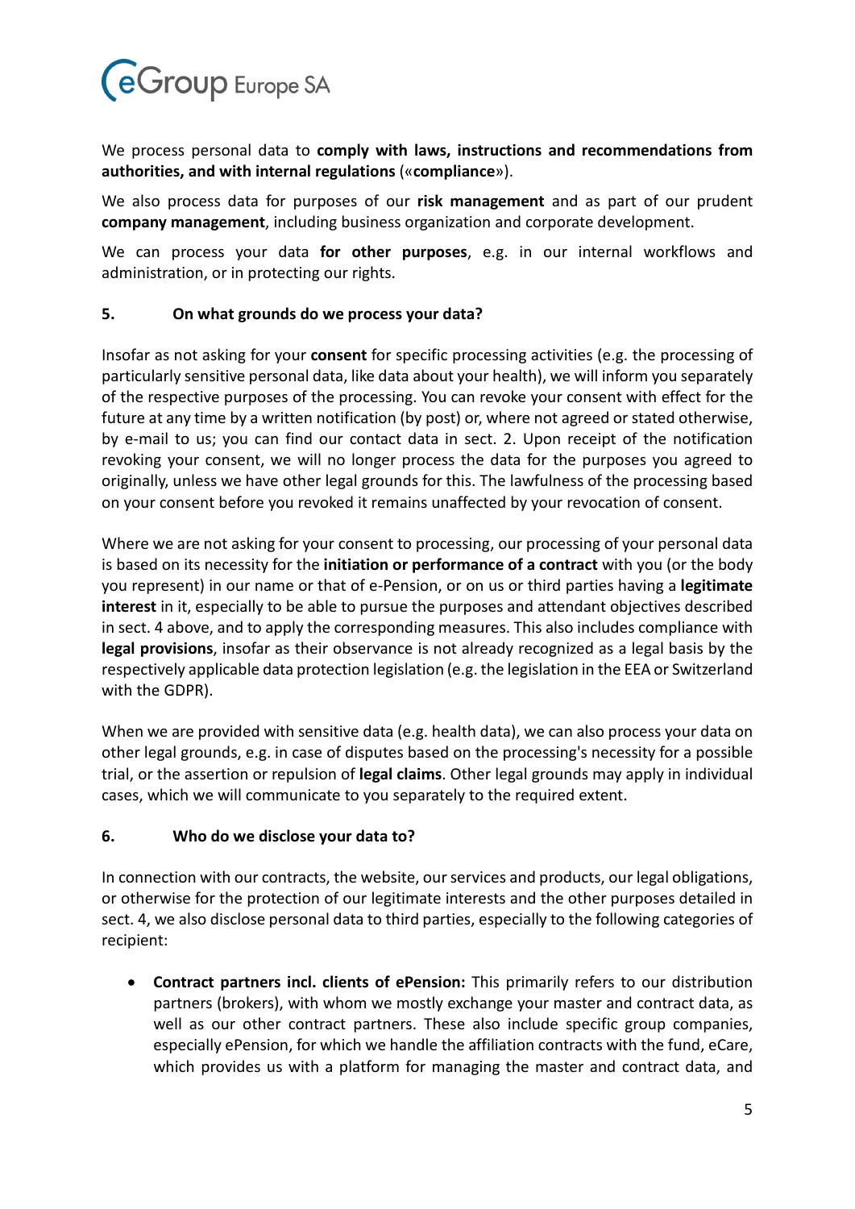We process personal data to **comply with laws, instructions and recommendations from authorities, and with internal regulations** («**compliance**»).

We also process data for purposes of our **risk management** and as part of our prudent **company management**, including business organization and corporate development.

We can process your data **for other purposes**, e.g. in our internal workflows and administration, or in protecting our rights.

## 5. On what grounds do we process your data?

Insofar as not asking for your **consent** for specific processing activities (e.g. the processing of particularly sensitive personal data, like data about your health), we will inform you separately of the respective purposes of the processing. You can revoke your consent with effect for the future at any time by a written notification (by post) or, where not agreed or stated otherwise, by e-mail to us; you can find our contact data in sect. 2. Upon receipt of the notification revoking your consent, we will no longer process the data for the purposes you agreed to originally, unless we have other legal grounds for this. The lawfulness of the processing based on your consent before you revoked it remains unaffected by your revocation of consent.

Where we are not asking for your consent to processing, our processing of your personal data is based on its necessity for the **initiation or performance of a contract** with you (or the body you represent) in our name or that of e-Pension, or on us or third parties having a **legitimate interest** in it, especially to be able to pursue the purposes and attendant objectives described in sect. 4 above, and to apply the corresponding measures. This also includes compliance with **legal provisions**, insofar as their observance is not already recognized as a legal basis by the respectively applicable data protection legislation (e.g. the legislation in the EEA or Switzerland with the GDPR).

When we are provided with sensitive data (e.g. health data), we can also process your data on other legal grounds, e.g. in case of disputes based on the processing's necessity for a possible trial, or the assertion or repulsion of **legal claims**. Other legal grounds may apply in individual cases, which we will communicate to you separately to the required extent.

## 6. Who do we disclose your data to?

In connection with our contracts, the website, our services and products, our legal obligations, or otherwise for the protection of our legitimate interests and the other purposes detailed in sect. 4, we also disclose personal data to third parties, especially to the following categories of recipient:

- **Contract partners incl. clients of ePension:** This primarily refers to our distribution partners (brokers), with whom we mostly exchange your master and contract data, as well as our other contract partners. These also include specific group companies, especially ePension, for which we handle the affiliation contracts with the fund, eCare, which provides us with a platform for managing the master and contract data, and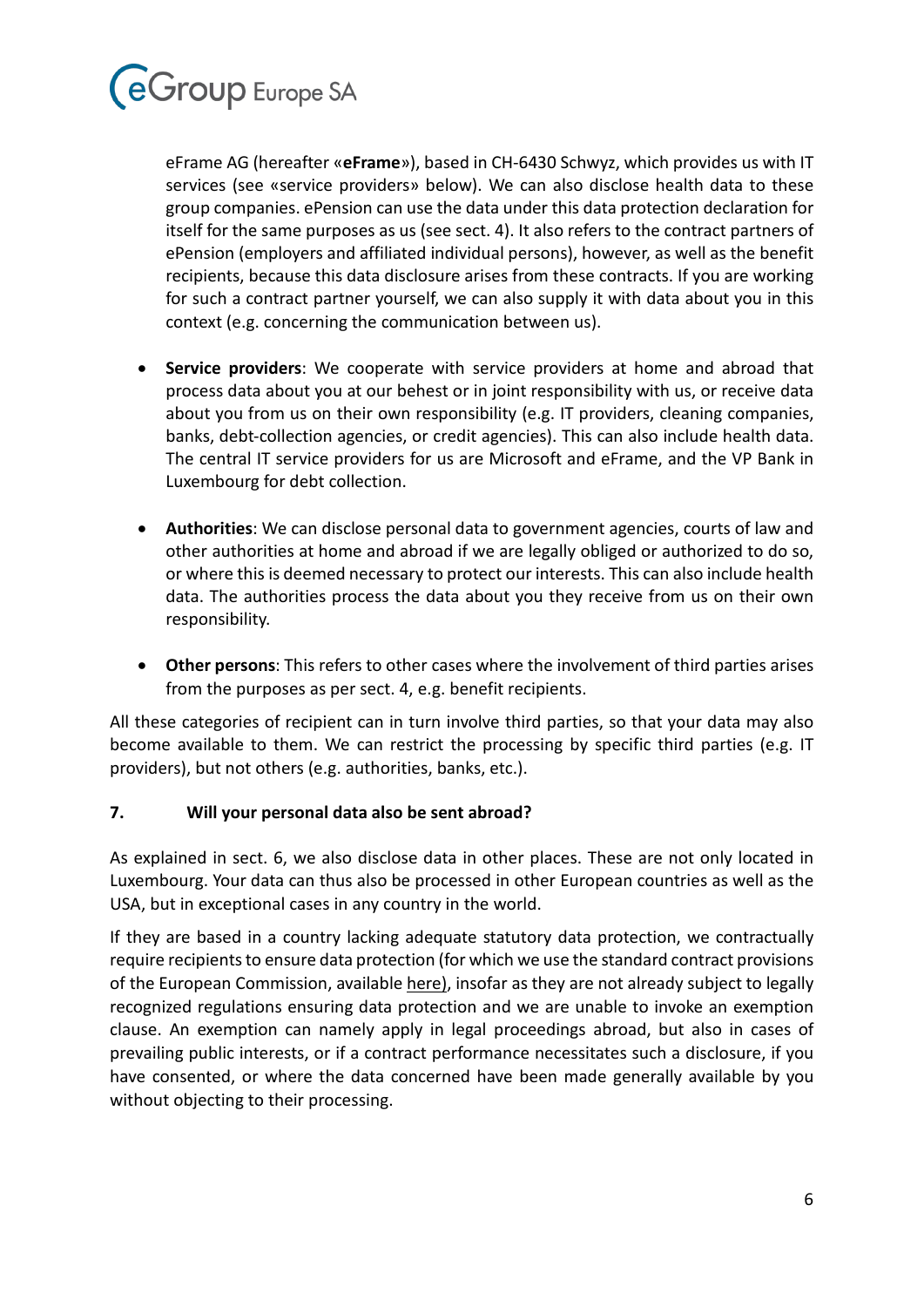eFrame AG (hereafter «**eFrame**»), based in CH-6430 Schwyz, which provides us with IT services (see «service providers» below). We can also disclose health data to these group companies. ePension can use the data under this data protection declaration for itself for the same purposes as us (see sect. 4). It also refers to the contract partners of ePension (employers and affiliated individual persons), however, as well as the benefit recipients, because this data disclosure arises from these contracts. If you are working for such a contract partner yourself, we can also supply it with data about you in this context (e.g. concerning the communication between us).

- **Service providers**: We cooperate with service providers at home and abroad that process data about you at our behest or in joint responsibility with us, or receive data about you from us on their own responsibility (e.g. IT providers, cleaning companies, banks, debt-collection agencies, or credit agencies). This can also include health data. The central IT service providers for us are Microsoft and eFrame, and the VP Bank in Luxembourg for debt collection.

- **Authorities**: We can disclose personal data to government agencies, courts of law and other authorities at home and abroad if we are legally obliged or authorized to do so, or where this is deemed necessary to protect our interests. This can also include health data. The authorities process the data about you they receive from us on their own responsibility.

- **Other persons**: This refers to other cases where the involvement of third parties arises from the purposes as per sect. 4, e.g. benefit recipients.

All these categories of recipient can in turn involve third parties, so that your data may also become available to them. We can restrict the processing by specific third parties (e.g. IT providers), but not others (e.g. authorities, banks, etc.).

## 7. Will your personal data also be sent abroad?

As explained in sect. 6, we also disclose data in other places. These are not only located in Luxembourg. Your data can thus also be processed in other European countries as well as the USA, but in exceptional cases in any country in the world.

If they are based in a country lacking adequate statutory data protection, we contractually require recipients to ensure data protection (for which we use the standard contract provisions of the European Commission, available here), insofar as they are not already subject to legally recognized regulations ensuring data protection and we are unable to invoke an exemption clause. An exemption can namely apply in legal proceedings abroad, but also in cases of prevailing public interests, or if a contract performance necessitates such a disclosure, if you have consented, or where the data concerned have been made generally available by you without objecting to their processing.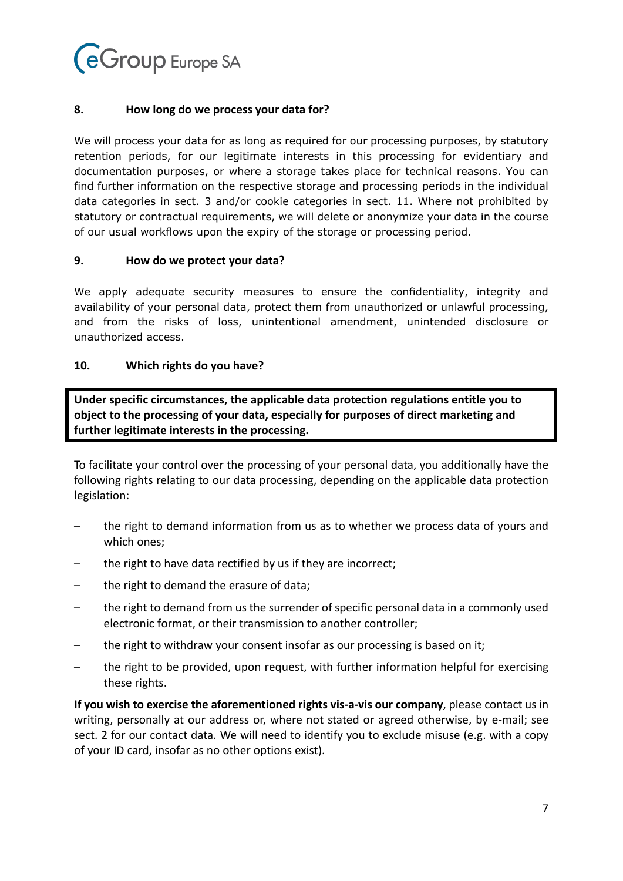## 8. How long do we process your data for?

We will process your data for as long as required for our processing purposes, by statutory retention periods, for our legitimate interests in this processing for evidentiary and documentation purposes, or where a storage takes place for technical reasons. You can find further information on the respective storage and processing periods in the individual data categories in sect. 3 and/or cookie categories in sect. 11. Where not prohibited by statutory or contractual requirements, we will delete or anonymize your data in the course of our usual workflows upon the expiry of the storage or processing period.

## 9. How do we protect your data?

We apply adequate security measures to ensure the confidentiality, integrity and availability of your personal data, protect them from unauthorized or unlawful processing, and from the risks of loss, unintentional amendment, unintended disclosure or unauthorized access.

## 10. Which rights do you have?

**Under specific circumstances, the applicable data protection regulations entitle you to object to the processing of your data, especially for purposes of direct marketing and further legitimate interests in the processing.**

To facilitate your control over the processing of your personal data, you additionally have the following rights relating to our data processing, depending on the applicable data protection legislation:

- the right to demand information from us as to whether we process data of yours and which ones;
- the right to have data rectified by us if they are incorrect;
- the right to demand the erasure of data;
- the right to demand from us the surrender of specific personal data in a commonly used electronic format, or their transmission to another controller;
- the right to withdraw your consent insofar as our processing is based on it;
- the right to be provided, upon request, with further information helpful for exercising these rights.

**If you wish to exercise the aforementioned rights vis-a-vis our company**, please contact us in writing, personally at our address or, where not stated or agreed otherwise, by e-mail; see sect. 2 for our contact data. We will need to identify you to exclude misuse (e.g. with a copy of your ID card, insofar as no other options exist).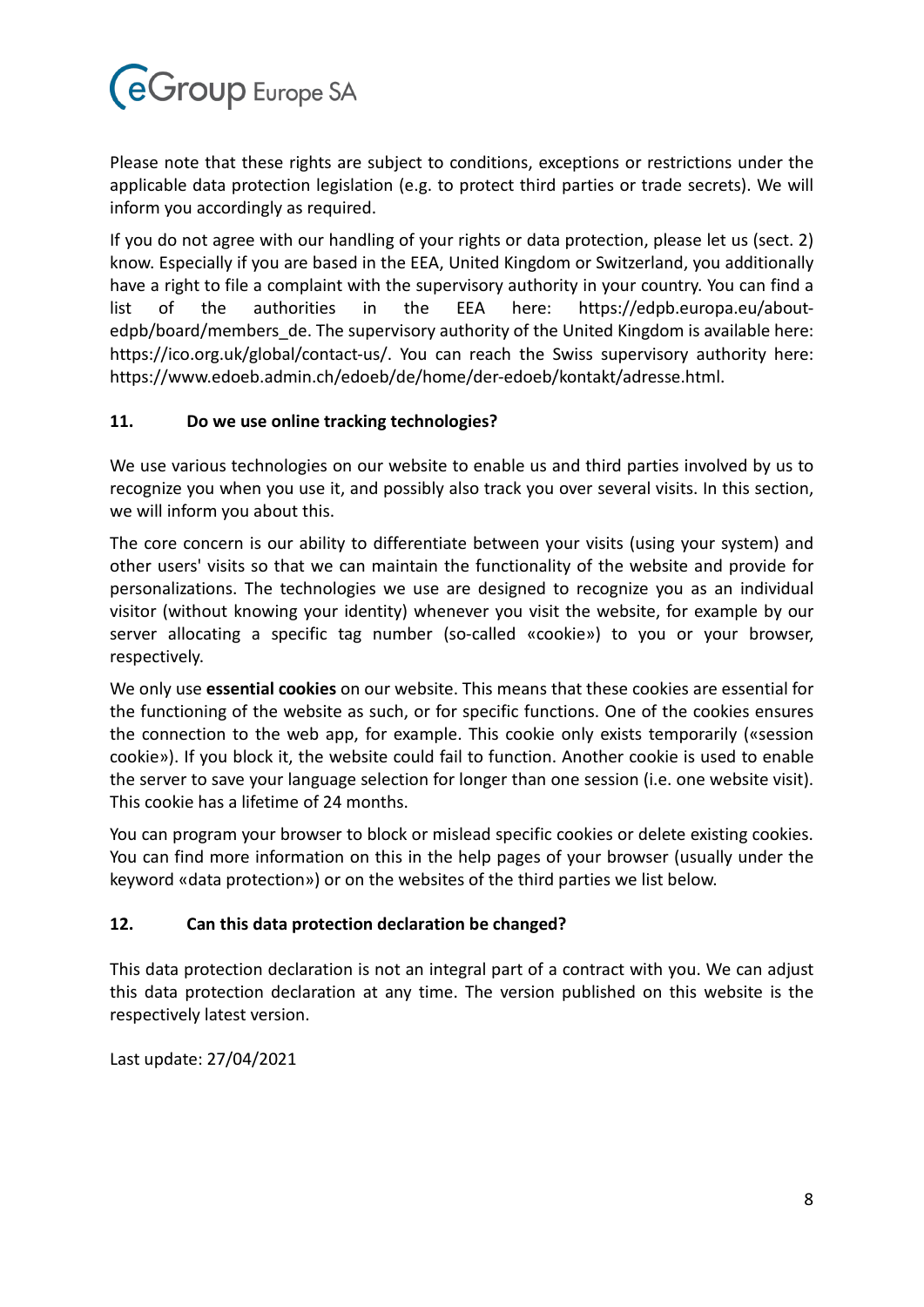Please note that these rights are subject to conditions, exceptions or restrictions under the applicable data protection legislation (e.g. to protect third parties or trade secrets). We will inform you accordingly as required.

If you do not agree with our handling of your rights or data protection, please let us (sect. 2) know. Especially if you are based in the EEA, United Kingdom or Switzerland, you additionally have a right to file a complaint with the supervisory authority in your country. You can find a list of the authorities in the EEA here: https://edpb.europa.eu/about-edpb/board/members_de. The supervisory authority of the United Kingdom is available here: https://ico.org.uk/global/contact-us/. You can reach the Swiss supervisory authority here: https://www.edoeb.admin.ch/edoeb/de/home/der-edoeb/kontakt/adresse.html.

## 11. Do we use online tracking technologies?

We use various technologies on our website to enable us and third parties involved by us to recognize you when you use it, and possibly also track you over several visits. In this section, we will inform you about this.

The core concern is our ability to differentiate between your visits (using your system) and other users' visits so that we can maintain the functionality of the website and provide for personalizations. The technologies we use are designed to recognize you as an individual visitor (without knowing your identity) whenever you visit the website, for example by our server allocating a specific tag number (so-called «cookie») to you or your browser, respectively.

We only use **essential cookies** on our website. This means that these cookies are essential for the functioning of the website as such, or for specific functions. One of the cookies ensures the connection to the web app, for example. This cookie only exists temporarily («session cookie»). If you block it, the website could fail to function. Another cookie is used to enable the server to save your language selection for longer than one session (i.e. one website visit). This cookie has a lifetime of 24 months.

You can program your browser to block or mislead specific cookies or delete existing cookies. You can find more information on this in the help pages of your browser (usually under the keyword «data protection») or on the websites of the third parties we list below.

## 12. Can this data protection declaration be changed?

This data protection declaration is not an integral part of a contract with you. We can adjust this data protection declaration at any time. The version published on this website is the respectively latest version.

Last update: 27/04/2021